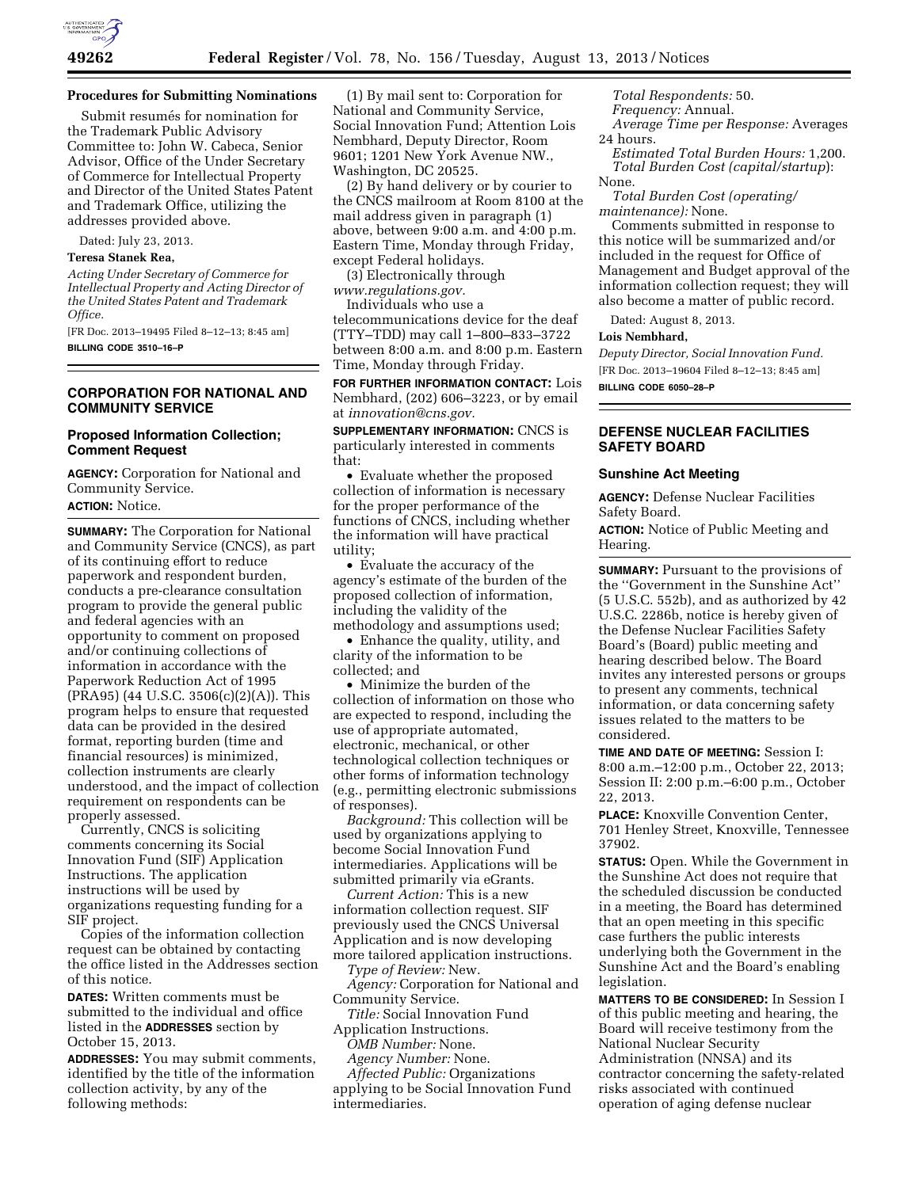## Procedures for Submitting Nominations

Submit resumés for nomination for the Trademark Public Advisory Committee to: John W. Cabeca, Senior Advisor, Office of the Under Secretary of Commerce for Intellectual Property and Director of the United States Patent and Trademark Office, utilizing the addresses provided above.

Dated: July 23, 2013.

**Teresa Stanek Rea,**

*Acting Under Secretary of Commerce for Intellectual Property and Acting Director of the United States Patent and Trademark Office.*

[FR Doc. 2013–19495 Filed 8–12–13; 8:45 am]

**BILLING CODE 3510–16–P**

---

# CORPORATION FOR NATIONAL AND COMMUNITY SERVICE

## Proposed Information Collection; Comment Request

**AGENCY:** Corporation for National and Community Service.

**ACTION:** Notice.

**SUMMARY:** The Corporation for National and Community Service (CNCS), as part of its continuing effort to reduce paperwork and respondent burden, conducts a pre-clearance consultation program to provide the general public and federal agencies with an opportunity to comment on proposed and/or continuing collections of information in accordance with the Paperwork Reduction Act of 1995 (PRA95) (44 U.S.C. 3506(c)(2)(A)). This program helps to ensure that requested data can be provided in the desired format, reporting burden (time and financial resources) is minimized, collection instruments are clearly understood, and the impact of collection requirement on respondents can be properly assessed.

Currently, CNCS is soliciting comments concerning its Social Innovation Fund (SIF) Application Instructions. The application instructions will be used by organizations requesting funding for a SIF project.

Copies of the information collection request can be obtained by contacting the office listed in the Addresses section of this notice.

**DATES:** Written comments must be submitted to the individual and office listed in the **ADDRESSES** section by October 15, 2013.

**ADDRESSES:** You may submit comments, identified by the title of the information collection activity, by any of the following methods:

(1) By mail sent to: Corporation for National and Community Service, Social Innovation Fund; Attention Lois Nembhard, Deputy Director, Room 9601; 1201 New York Avenue NW., Washington, DC 20525.

(2) By hand delivery or by courier to the CNCS mailroom at Room 8100 at the mail address given in paragraph (1) above, between 9:00 a.m. and 4:00 p.m. Eastern Time, Monday through Friday, except Federal holidays.

(3) Electronically through *www.regulations.gov.*

Individuals who use a telecommunications device for the deaf (TTY–TDD) may call 1–800–833–3722 between 8:00 a.m. and 8:00 p.m. Eastern Time, Monday through Friday.

**FOR FURTHER INFORMATION CONTACT:** Lois Nembhard, (202) 606–3223, or by email at *innovation@cns.gov.*

**SUPPLEMENTARY INFORMATION:** CNCS is particularly interested in comments that:

- Evaluate whether the proposed collection of information is necessary for the proper performance of the functions of CNCS, including whether the information will have practical utility;
- Evaluate the accuracy of the agency's estimate of the burden of the proposed collection of information, including the validity of the methodology and assumptions used;
- Enhance the quality, utility, and clarity of the information to be collected; and
- Minimize the burden of the collection of information on those who are expected to respond, including the use of appropriate automated, electronic, mechanical, or other technological collection techniques or other forms of information technology (e.g., permitting electronic submissions of responses).

*Background:* This collection will be used by organizations applying to become Social Innovation Fund intermediaries. Applications will be submitted primarily via eGrants.

*Current Action:* This is a new information collection request. SIF previously used the CNCS Universal Application and is now developing more tailored application instructions.

*Type of Review:* New.

*Agency:* Corporation for National and Community Service.

*Title:* Social Innovation Fund Application Instructions.

*OMB Number:* None.

*Agency Number:* None.

*Affected Public:* Organizations applying to be Social Innovation Fund intermediaries.

*Total Respondents:* 50.

*Frequency:* Annual.

*Average Time per Response:* Averages 24 hours.

*Estimated Total Burden Hours:* 1,200.

*Total Burden Cost (capital/startup*): None.

*Total Burden Cost (operating/maintenance):* None.

Comments submitted in response to this notice will be summarized and/or included in the request for Office of Management and Budget approval of the information collection request; they will also become a matter of public record.

Dated: August 8, 2013.

**Lois Nembhard,**

*Deputy Director, Social Innovation Fund.*

[FR Doc. 2013–19604 Filed 8–12–13; 8:45 am]

**BILLING CODE 6050–28–P**

---

# DEFENSE NUCLEAR FACILITIES SAFETY BOARD

## Sunshine Act Meeting

**AGENCY:** Defense Nuclear Facilities Safety Board.

**ACTION:** Notice of Public Meeting and Hearing.

**SUMMARY:** Pursuant to the provisions of the ''Government in the Sunshine Act'' (5 U.S.C. 552b), and as authorized by 42 U.S.C. 2286b, notice is hereby given of the Defense Nuclear Facilities Safety Board's (Board) public meeting and hearing described below. The Board invites any interested persons or groups to present any comments, technical information, or data concerning safety issues related to the matters to be considered.

**TIME AND DATE OF MEETING:** Session I: 8:00 a.m.–12:00 p.m., October 22, 2013; Session II: 2:00 p.m.–6:00 p.m., October 22, 2013.

**PLACE:** Knoxville Convention Center, 701 Henley Street, Knoxville, Tennessee 37902.

**STATUS:** Open. While the Government in the Sunshine Act does not require that the scheduled discussion be conducted in a meeting, the Board has determined that an open meeting in this specific case furthers the public interests underlying both the Government in the Sunshine Act and the Board's enabling legislation.

**MATTERS TO BE CONSIDERED:** In Session I of this public meeting and hearing, the Board will receive testimony from the National Nuclear Security Administration (NNSA) and its contractor concerning the safety-related risks associated with continued operation of aging defense nuclear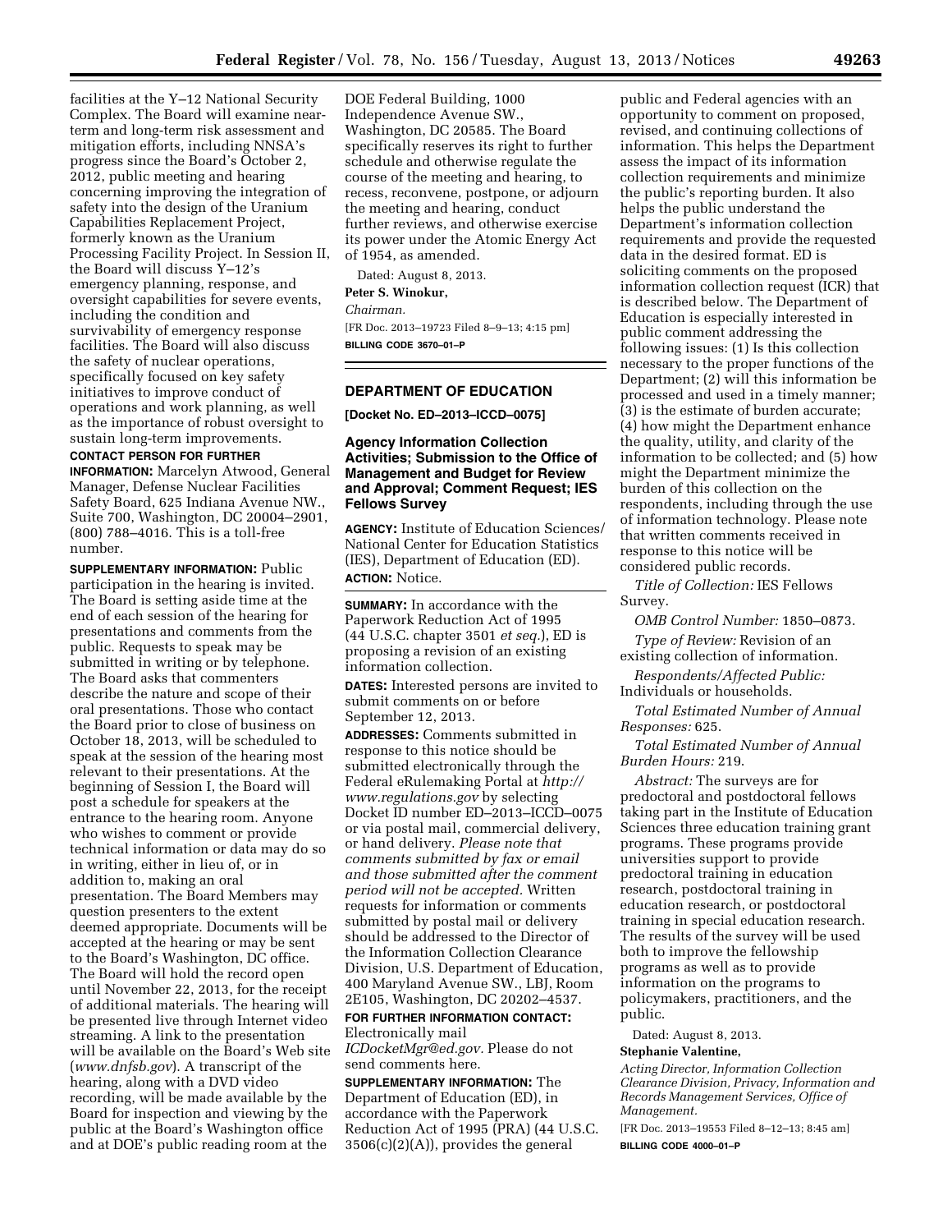facilities at the Y–12 National Security Complex. The Board will examine near-term and long-term risk assessment and mitigation efforts, including NNSA's progress since the Board's October 2, 2012, public meeting and hearing concerning improving the integration of safety into the design of the Uranium Capabilities Replacement Project, formerly known as the Uranium Processing Facility Project. In Session II, the Board will discuss Y–12's emergency planning, response, and oversight capabilities for severe events, including the condition and survivability of emergency response facilities. The Board will also discuss the safety of nuclear operations, specifically focused on key safety initiatives to improve conduct of operations and work planning, as well as the importance of robust oversight to sustain long-term improvements.

**CONTACT PERSON FOR FURTHER INFORMATION:** Marcelyn Atwood, General Manager, Defense Nuclear Facilities Safety Board, 625 Indiana Avenue NW., Suite 700, Washington, DC 20004–2901, (800) 788–4016. This is a toll-free number.

**SUPPLEMENTARY INFORMATION:** Public participation in the hearing is invited. The Board is setting aside time at the end of each session of the hearing for presentations and comments from the public. Requests to speak may be submitted in writing or by telephone. The Board asks that commenters describe the nature and scope of their oral presentations. Those who contact the Board prior to close of business on October 18, 2013, will be scheduled to speak at the session of the hearing most relevant to their presentations. At the beginning of Session I, the Board will post a schedule for speakers at the entrance to the hearing room. Anyone who wishes to comment or provide technical information or data may do so in writing, either in lieu of, or in addition to, making an oral presentation. The Board Members may question presenters to the extent deemed appropriate. Documents will be accepted at the hearing or may be sent to the Board's Washington, DC office. The Board will hold the record open until November 22, 2013, for the receipt of additional materials. The hearing will be presented live through Internet video streaming. A link to the presentation will be available on the Board's Web site (*www.dnfsb.gov*). A transcript of the hearing, along with a DVD video recording, will be made available by the Board for inspection and viewing by the public at the Board's Washington office and at DOE's public reading room at the DOE Federal Building, 1000 Independence Avenue SW., Washington, DC 20585. The Board specifically reserves its right to further schedule and otherwise regulate the course of the meeting and hearing, to recess, reconvene, postpone, or adjourn the meeting and hearing, conduct further reviews, and otherwise exercise its power under the Atomic Energy Act of 1954, as amended.

Dated: August 8, 2013.

**Peter S. Winokur,**

*Chairman.*

[FR Doc. 2013–19723 Filed 8–9–13; 4:15 pm]

**BILLING CODE 3670–01–P**

## DEPARTMENT OF EDUCATION

**[Docket No. ED–2013–ICCD–0075]**

### Agency Information Collection Activities; Submission to the Office of Management and Budget for Review and Approval; Comment Request; IES Fellows Survey

**AGENCY:** Institute of Education Sciences/ National Center for Education Statistics (IES), Department of Education (ED).

**ACTION:** Notice.

**SUMMARY:** In accordance with the Paperwork Reduction Act of 1995 (44 U.S.C. chapter 3501 *et seq.*), ED is proposing a revision of an existing information collection.

**DATES:** Interested persons are invited to submit comments on or before September 12, 2013.

**ADDRESSES:** Comments submitted in response to this notice should be submitted electronically through the Federal eRulemaking Portal at *http://www.regulations.gov* by selecting Docket ID number ED–2013–ICCD–0075 or via postal mail, commercial delivery, or hand delivery. *Please note that comments submitted by fax or email and those submitted after the comment period will not be accepted.* Written requests for information or comments submitted by postal mail or delivery should be addressed to the Director of the Information Collection Clearance Division, U.S. Department of Education, 400 Maryland Avenue SW., LBJ, Room 2E105, Washington, DC 20202–4537.

**FOR FURTHER INFORMATION CONTACT:** Electronically mail *ICDocketMgr@ed.gov.* Please do not send comments here.

**SUPPLEMENTARY INFORMATION:** The Department of Education (ED), in accordance with the Paperwork Reduction Act of 1995 (PRA) (44 U.S.C. 3506(c)(2)(A)), provides the general public and Federal agencies with an opportunity to comment on proposed, revised, and continuing collections of information. This helps the Department assess the impact of its information collection requirements and minimize the public's reporting burden. It also helps the public understand the Department's information collection requirements and provide the requested data in the desired format. ED is soliciting comments on the proposed information collection request (ICR) that is described below. The Department of Education is especially interested in public comment addressing the following issues: (1) Is this collection necessary to the proper functions of the Department; (2) will this information be processed and used in a timely manner; (3) is the estimate of burden accurate; (4) how might the Department enhance the quality, utility, and clarity of the information to be collected; and (5) how might the Department minimize the burden of this collection on the respondents, including through the use of information technology. Please note that written comments received in response to this notice will be considered public records.

*Title of Collection:* IES Fellows Survey.

*OMB Control Number:* 1850–0873.

*Type of Review:* Revision of an existing collection of information.

*Respondents/Affected Public:* Individuals or households.

*Total Estimated Number of Annual Responses:* 625.

*Total Estimated Number of Annual Burden Hours:* 219.

*Abstract:* The surveys are for predoctoral and postdoctoral fellows taking part in the Institute of Education Sciences three education training grant programs. These programs provide universities support to provide predoctoral training in education research, postdoctoral training in education research, or postdoctoral training in special education research. The results of the survey will be used both to improve the fellowship programs as well as to provide information on the programs to policymakers, practitioners, and the public.

Dated: August 8, 2013.

**Stephanie Valentine,**

*Acting Director, Information Collection Clearance Division, Privacy, Information and Records Management Services, Office of Management.*

[FR Doc. 2013–19553 Filed 8–12–13; 8:45 am]

**BILLING CODE 4000–01–P**